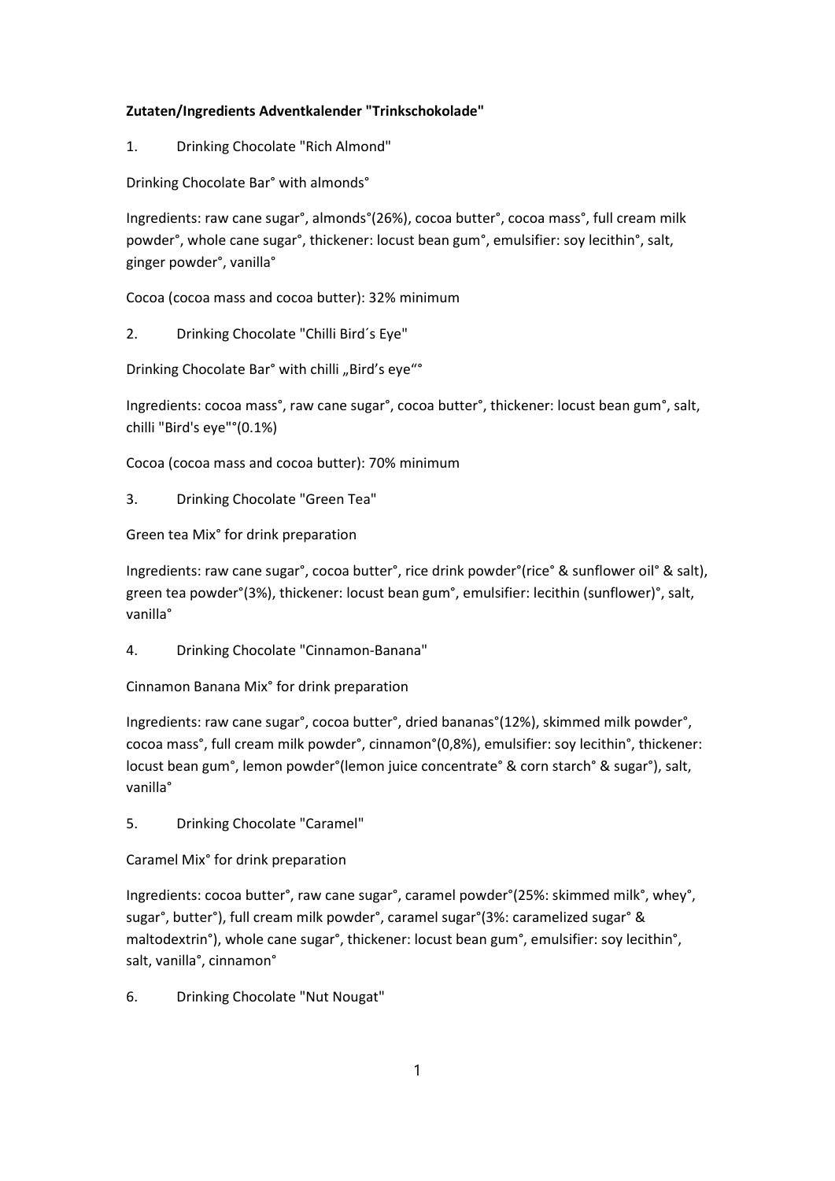**Zutaten/Ingredients Adventkalender "Trinkschokolade"**

1. Drinking Chocolate "Rich Almond"

Drinking Chocolate Bar° with almonds°

Ingredients: raw cane sugar°, almonds°(26%), cocoa butter°, cocoa mass°, full cream milk powder°, whole cane sugar°, thickener: locust bean gum°, emulsifier: soy lecithin°, salt, ginger powder°, vanilla°

Cocoa (cocoa mass and cocoa butter): 32% minimum

2. Drinking Chocolate "Chilli Bird´s Eye"

Drinking Chocolate Bar° with chilli „Bird’s eye“°

Ingredients: cocoa mass°, raw cane sugar°, cocoa butter°, thickener: locust bean gum°, salt, chilli "Bird's eye"°(0.1%)

Cocoa (cocoa mass and cocoa butter): 70% minimum

3. Drinking Chocolate "Green Tea"

Green tea Mix° for drink preparation

Ingredients: raw cane sugar°, cocoa butter°, rice drink powder°(rice° & sunflower oil° & salt), green tea powder°(3%), thickener: locust bean gum°, emulsifier: lecithin (sunflower)°, salt, vanilla°

4. Drinking Chocolate "Cinnamon-Banana"

Cinnamon Banana Mix° for drink preparation

Ingredients: raw cane sugar°, cocoa butter°, dried bananas°(12%), skimmed milk powder°, cocoa mass°, full cream milk powder°, cinnamon°(0,8%), emulsifier: soy lecithin°, thickener: locust bean gum°, lemon powder°(lemon juice concentrate° & corn starch° & sugar°), salt, vanilla°

5. Drinking Chocolate "Caramel"

Caramel Mix° for drink preparation

Ingredients: cocoa butter°, raw cane sugar°, caramel powder°(25%: skimmed milk°, whey°, sugar°, butter°), full cream milk powder°, caramel sugar°(3%: caramelized sugar° & maltodextrin°), whole cane sugar°, thickener: locust bean gum°, emulsifier: soy lecithin°, salt, vanilla°, cinnamon°

6. Drinking Chocolate "Nut Nougat"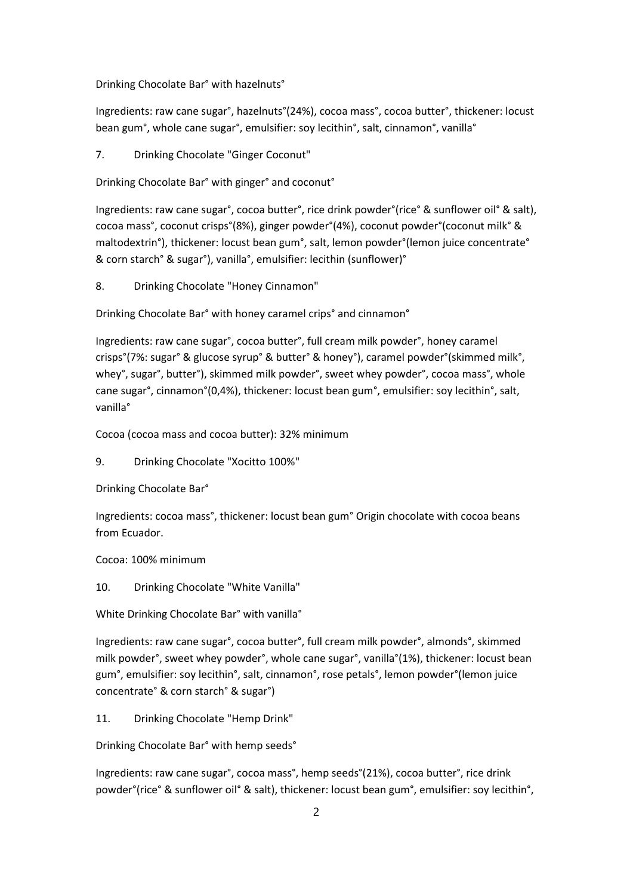Drinking Chocolate Bar° with hazelnuts°

Ingredients: raw cane sugar°, hazelnuts°(24%), cocoa mass°, cocoa butter°, thickener: locust bean gum°, whole cane sugar°, emulsifier: soy lecithin°, salt, cinnamon°, vanilla°

7. Drinking Chocolate "Ginger Coconut"

Drinking Chocolate Bar° with ginger° and coconut°

Ingredients: raw cane sugar°, cocoa butter°, rice drink powder°(rice° & sunflower oil° & salt), cocoa mass°, coconut crisps°(8%), ginger powder°(4%), coconut powder°(coconut milk° & maltodextrin°), thickener: locust bean gum°, salt, lemon powder°(lemon juice concentrate° & corn starch° & sugar°), vanilla°, emulsifier: lecithin (sunflower)°

8. Drinking Chocolate "Honey Cinnamon"

Drinking Chocolate Bar° with honey caramel crips° and cinnamon°

Ingredients: raw cane sugar°, cocoa butter°, full cream milk powder°, honey caramel crisps°(7%: sugar° & glucose syrup° & butter° & honey°), caramel powder°(skimmed milk°, whey°, sugar°, butter°), skimmed milk powder°, sweet whey powder°, cocoa mass°, whole cane sugar°, cinnamon°(0,4%), thickener: locust bean gum°, emulsifier: soy lecithin°, salt, vanilla°

Cocoa (cocoa mass and cocoa butter): 32% minimum

9. Drinking Chocolate "Xocitto 100%"

Drinking Chocolate Bar°

Ingredients: cocoa mass°, thickener: locust bean gum° Origin chocolate with cocoa beans from Ecuador.

Cocoa: 100% minimum

10. Drinking Chocolate "White Vanilla"

White Drinking Chocolate Bar° with vanilla°

Ingredients: raw cane sugar°, cocoa butter°, full cream milk powder°, almonds°, skimmed milk powder°, sweet whey powder°, whole cane sugar°, vanilla°(1%), thickener: locust bean gum°, emulsifier: soy lecithin°, salt, cinnamon°, rose petals°, lemon powder°(lemon juice concentrate° & corn starch° & sugar°)

11. Drinking Chocolate "Hemp Drink"

Drinking Chocolate Bar° with hemp seeds°

Ingredients: raw cane sugar°, cocoa mass°, hemp seeds°(21%), cocoa butter°, rice drink powder°(rice° & sunflower oil° & salt), thickener: locust bean gum°, emulsifier: soy lecithin°,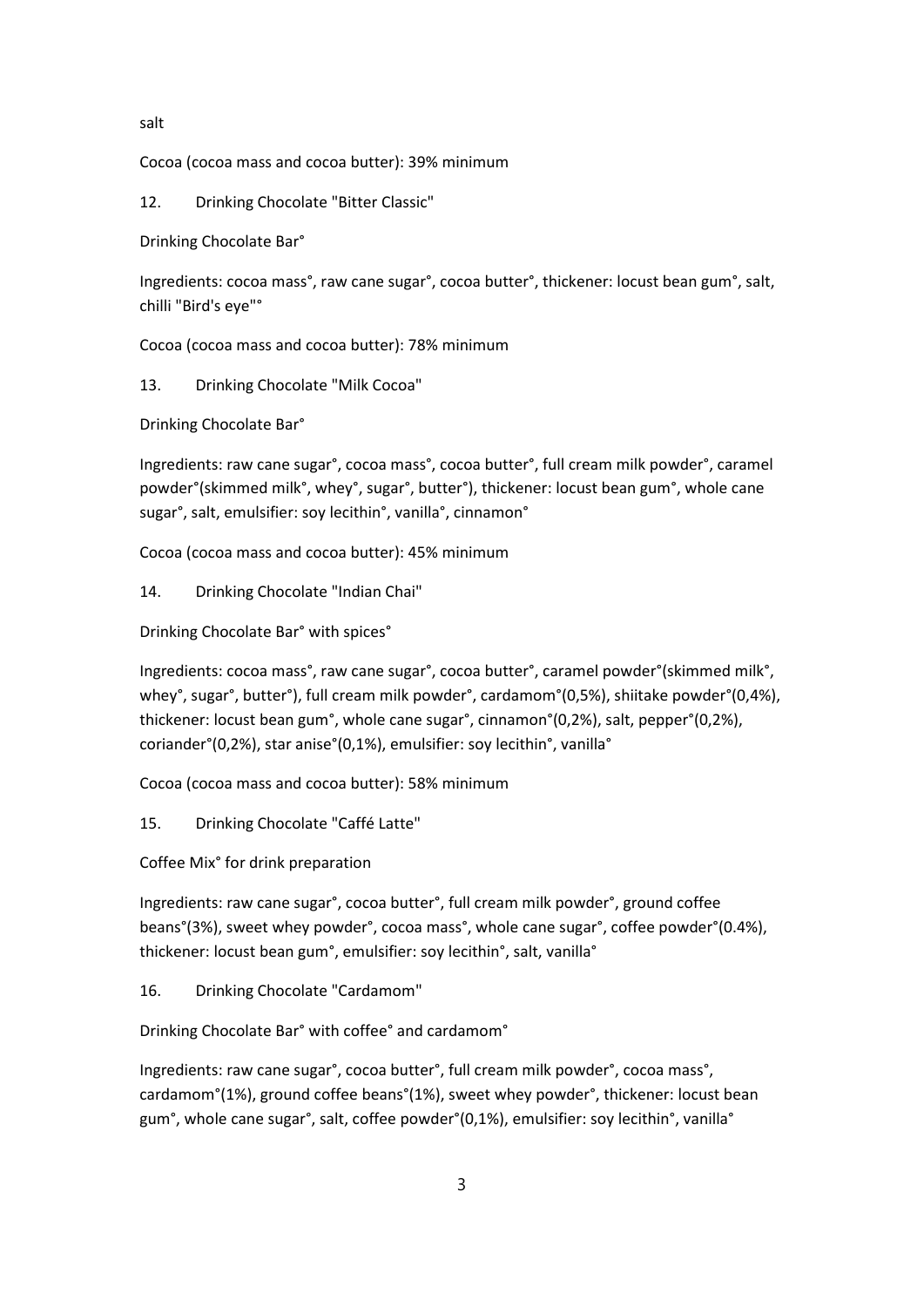salt

Cocoa (cocoa mass and cocoa butter): 39% minimum

12. Drinking Chocolate "Bitter Classic"

Drinking Chocolate Bar°

Ingredients: cocoa mass°, raw cane sugar°, cocoa butter°, thickener: locust bean gum°, salt, chilli "Bird's eye"°

Cocoa (cocoa mass and cocoa butter): 78% minimum

13. Drinking Chocolate "Milk Cocoa"

Drinking Chocolate Bar°

Ingredients: raw cane sugar°, cocoa mass°, cocoa butter°, full cream milk powder°, caramel powder°(skimmed milk°, whey°, sugar°, butter°), thickener: locust bean gum°, whole cane sugar°, salt, emulsifier: soy lecithin°, vanilla°, cinnamon°

Cocoa (cocoa mass and cocoa butter): 45% minimum

14. Drinking Chocolate "Indian Chai"

Drinking Chocolate Bar° with spices°

Ingredients: cocoa mass°, raw cane sugar°, cocoa butter°, caramel powder°(skimmed milk°, whey°, sugar°, butter°), full cream milk powder°, cardamom°(0,5%), shiitake powder°(0,4%), thickener: locust bean gum°, whole cane sugar°, cinnamon°(0,2%), salt, pepper°(0,2%), coriander°(0,2%), star anise°(0,1%), emulsifier: soy lecithin°, vanilla°

Cocoa (cocoa mass and cocoa butter): 58% minimum

15. Drinking Chocolate "Caffé Latte"

Coffee Mix° for drink preparation

Ingredients: raw cane sugar°, cocoa butter°, full cream milk powder°, ground coffee beans°(3%), sweet whey powder°, cocoa mass°, whole cane sugar°, coffee powder°(0.4%), thickener: locust bean gum°, emulsifier: soy lecithin°, salt, vanilla°

16. Drinking Chocolate "Cardamom"

Drinking Chocolate Bar° with coffee° and cardamom°

Ingredients: raw cane sugar°, cocoa butter°, full cream milk powder°, cocoa mass°, cardamom°(1%), ground coffee beans°(1%), sweet whey powder°, thickener: locust bean gum°, whole cane sugar°, salt, coffee powder°(0,1%), emulsifier: soy lecithin°, vanilla°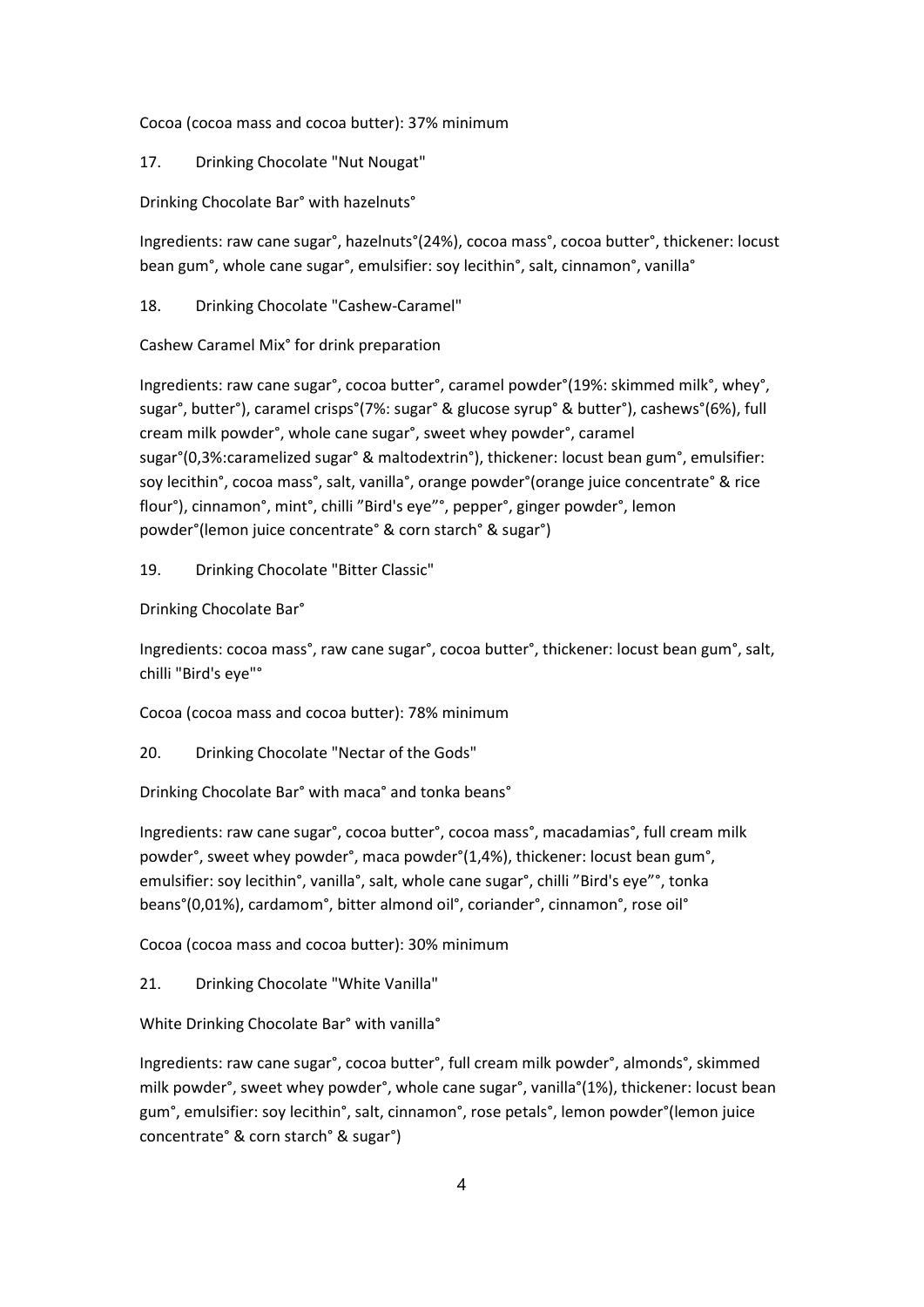Cocoa (cocoa mass and cocoa butter): 37% minimum

17. Drinking Chocolate "Nut Nougat"

Drinking Chocolate Bar° with hazelnuts°

Ingredients: raw cane sugar°, hazelnuts°(24%), cocoa mass°, cocoa butter°, thickener: locust bean gum°, whole cane sugar°, emulsifier: soy lecithin°, salt, cinnamon°, vanilla°

18. Drinking Chocolate "Cashew-Caramel"

Cashew Caramel Mix° for drink preparation

Ingredients: raw cane sugar°, cocoa butter°, caramel powder°(19%: skimmed milk°, whey°, sugar°, butter°), caramel crisps°(7%: sugar° & glucose syrup° & butter°), cashews°(6%), full cream milk powder°, whole cane sugar°, sweet whey powder°, caramel sugar°(0,3%:caramelized sugar° & maltodextrin°), thickener: locust bean gum°, emulsifier: soy lecithin°, cocoa mass°, salt, vanilla°, orange powder°(orange juice concentrate° & rice flour°), cinnamon°, mint°, chilli "Bird's eye"°, pepper°, ginger powder°, lemon powder°(lemon juice concentrate° & corn starch° & sugar°)

19. Drinking Chocolate "Bitter Classic"

Drinking Chocolate Bar°

Ingredients: cocoa mass°, raw cane sugar°, cocoa butter°, thickener: locust bean gum°, salt, chilli "Bird's eye"°

Cocoa (cocoa mass and cocoa butter): 78% minimum

20. Drinking Chocolate "Nectar of the Gods"

Drinking Chocolate Bar° with maca° and tonka beans°

Ingredients: raw cane sugar°, cocoa butter°, cocoa mass°, macadamias°, full cream milk powder°, sweet whey powder°, maca powder°(1,4%), thickener: locust bean gum°, emulsifier: soy lecithin°, vanilla°, salt, whole cane sugar°, chilli "Bird's eye"°, tonka beans°(0,01%), cardamom°, bitter almond oil°, coriander°, cinnamon°, rose oil°

Cocoa (cocoa mass and cocoa butter): 30% minimum

21. Drinking Chocolate "White Vanilla"

White Drinking Chocolate Bar° with vanilla°

Ingredients: raw cane sugar°, cocoa butter°, full cream milk powder°, almonds°, skimmed milk powder°, sweet whey powder°, whole cane sugar°, vanilla°(1%), thickener: locust bean gum°, emulsifier: soy lecithin°, salt, cinnamon°, rose petals°, lemon powder°(lemon juice concentrate° & corn starch° & sugar°)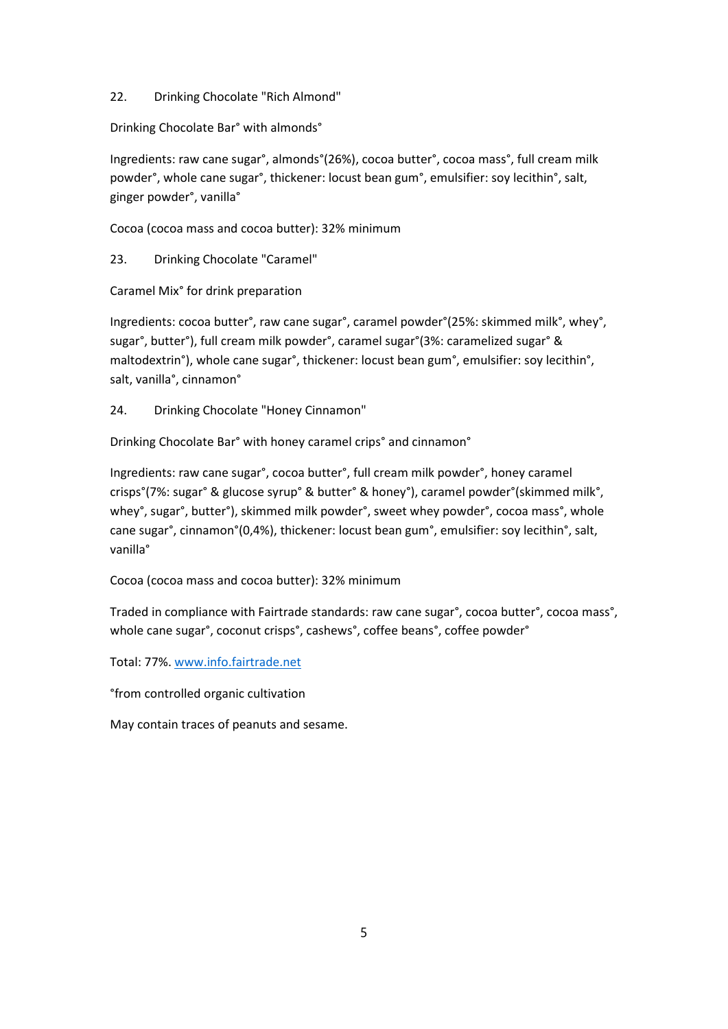22. Drinking Chocolate "Rich Almond"

Drinking Chocolate Bar° with almonds°

Ingredients: raw cane sugar°, almonds°(26%), cocoa butter°, cocoa mass°, full cream milk powder°, whole cane sugar°, thickener: locust bean gum°, emulsifier: soy lecithin°, salt, ginger powder°, vanilla°

Cocoa (cocoa mass and cocoa butter): 32% minimum

23. Drinking Chocolate "Caramel"

Caramel Mix° for drink preparation

Ingredients: cocoa butter°, raw cane sugar°, caramel powder°(25%: skimmed milk°, whey°, sugar°, butter°), full cream milk powder°, caramel sugar°(3%: caramelized sugar° & maltodextrin°), whole cane sugar°, thickener: locust bean gum°, emulsifier: soy lecithin°, salt, vanilla°, cinnamon°

24. Drinking Chocolate "Honey Cinnamon"

Drinking Chocolate Bar° with honey caramel crips° and cinnamon°

Ingredients: raw cane sugar°, cocoa butter°, full cream milk powder°, honey caramel crisps°(7%: sugar° & glucose syrup° & butter° & honey°), caramel powder°(skimmed milk°, whey°, sugar°, butter°), skimmed milk powder°, sweet whey powder°, cocoa mass°, whole cane sugar°, cinnamon°(0,4%), thickener: locust bean gum°, emulsifier: soy lecithin°, salt, vanilla°

Cocoa (cocoa mass and cocoa butter): 32% minimum

Traded in compliance with Fairtrade standards: raw cane sugar°, cocoa butter°, cocoa mass°, whole cane sugar°, coconut crisps°, cashews°, coffee beans°, coffee powder°

Total: 77%. www.info.fairtrade.net

°from controlled organic cultivation

May contain traces of peanuts and sesame.